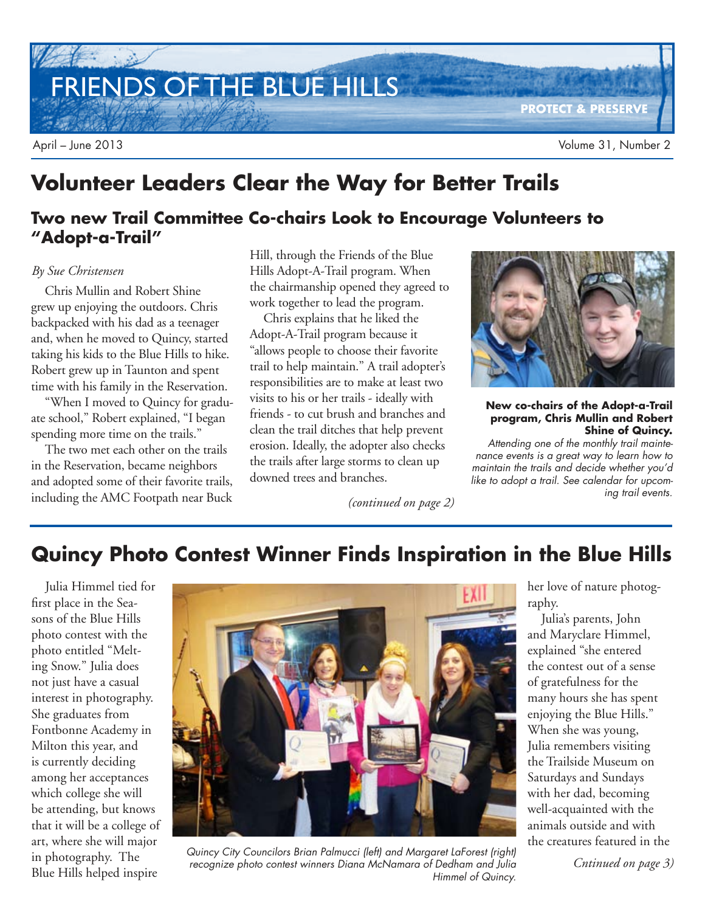# FRIENDS OF THE BLUE HILLS

PROTECT & PRESERVE

April – June 2013

Volume 31, Number 2

## Volunteer Leaders Clear the Way for Better Trails

### Two new Trail Committee Co-chairs Look to Encourage Volunteers to "Adopt-a-Trail"

*By Sue Christensen*

Chris Mullin and Robert Shine grew up enjoying the outdoors. Chris backpacked with his dad as a teenager and, when he moved to Quincy, started taking his kids to the Blue Hills to hike. Robert grew up in Taunton and spent time with his family in the Reservation.

"When I moved to Quincy for graduate school," Robert explained, "I began spending more time on the trails."

The two met each other on the trails in the Reservation, became neighbors and adopted some of their favorite trails, including the AMC Footpath near Buck Hill, through the Friends of the Blue Hills Adopt-A-Trail program. When the chairmanship opened they agreed to work together to lead the program.

Chris explains that he liked the Adopt-A-Trail program because it "allows people to choose their favorite trail to help maintain." A trail adopter's responsibilities are to make at least two visits to his or her trails - ideally with friends - to cut brush and branches and clean the trail ditches that help prevent erosion. Ideally, the adopter also checks the trails after large storms to clean up downed trees and branches.

*(continued on page 2)*

**New co-chairs of the Adopt-a-Trail program, Chris Mullin and Robert Shine of Quincy.**

*Attending one of the monthly trail maintenance events is a great way to learn how to maintain the trails and decide whether you'd like to adopt a trail. See calendar for upcoming trail events.*

## Quincy Photo Contest Winner Finds Inspiration in the Blue Hills

Julia Himmel tied for first place in the Seasons of the Blue Hills photo contest with the photo entitled "Melting Snow." Julia does not just have a casual interest in photography. She graduates from Fontbonne Academy in Milton this year, and is currently deciding among her acceptances which college she will be attending, but knows that it will be a college of art, where she will major in photography. The Blue Hills helped inspire her love of nature photography.

Julia's parents, John and Maryclare Himmel, explained "she entered the contest out of a sense of gratefulness for the many hours she has spent enjoying the Blue Hills." When she was young, Julia remembers visiting the Trailside Museum on Saturdays and Sundays with her dad, becoming well-acquainted with the animals outside and with the creatures featured in the

*Cntinued on page 3)*

*Quincy City Councilors Brian Palmucci (left) and Margaret LaForest (right) recognize photo contest winners Diana McNamara of Dedham and Julia Himmel of Quincy.*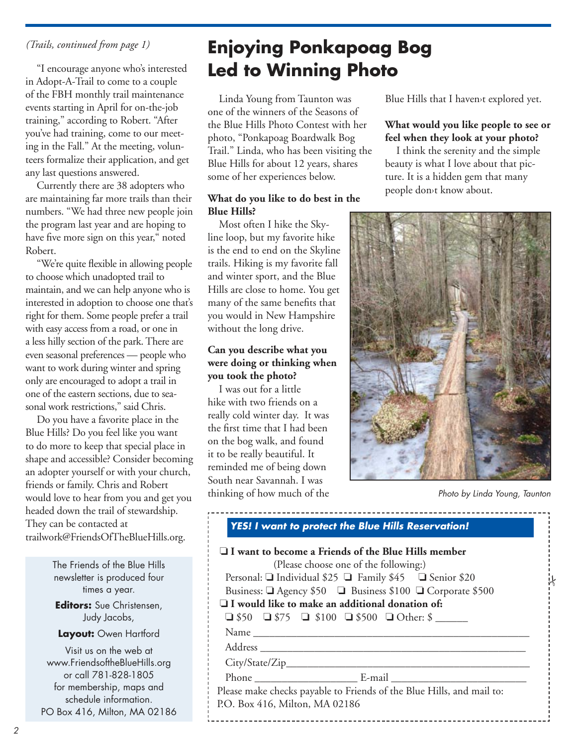*(Trails, continued from page 1)*

"I encourage anyone who's interested in Adopt-A-Trail to come to a couple of the FBH monthly trail maintenance events starting in April for on-the-job training," according to Robert. "After you've had training, come to our meeting in the Fall." At the meeting, volunteers formalize their application, and get any last questions answered.

Currently there are 38 adopters who are maintaining far more trails than their numbers. "We had three new people join the program last year and are hoping to have five more sign on this year," noted Robert.

"We're quite flexible in allowing people to choose which unadopted trail to maintain, and we can help anyone who is interested in adoption to choose one that's right for them. Some people prefer a trail with easy access from a road, or one in a less hilly section of the park. There are even seasonal preferences — people who want to work during winter and spring only are encouraged to adopt a trail in one of the eastern sections, due to seasonal work restrictions," said Chris.

Do you have a favorite place in the Blue Hills? Do you feel like you want to do more to keep that special place in shape and accessible? Consider becoming an adopter yourself or with your church, friends or family. Chris and Robert would love to hear from you and get you headed down the trail of stewardship. They can be contacted at trailwork@FriendsOfTheBlueHills.org.

The Friends of the Blue Hills newsletter is produced four times a year.

**Editors:** Sue Christensen, Judy Jacobs,

**Layout:** Owen Hartford

Visit us on the web at www.FriendsoftheBlueHills.org or call 781-828-1805 for membership, maps and schedule information.
PO Box 416, Milton, MA 02186

# Enjoying Ponkapoag Bog Led to Winning Photo

Linda Young from Taunton was one of the winners of the Seasons of the Blue Hills Photo Contest with her photo, "Ponkapoag Boardwalk Bog Trail." Linda, who has been visiting the Blue Hills for about 12 years, shares some of her experiences below.

**What do you like to do best in the Blue Hills?**

Most often I hike the Skyline loop, but my favorite hike is the end to end on the Skyline trails. Hiking is my favorite fall and winter sport, and the Blue Hills are close to home. You get many of the same benefits that you would in New Hampshire without the long drive.

**Can you describe what you were doing or thinking when you took the photo?**

I was out for a little hike with two friends on a really cold winter day. It was the first time that I had been on the bog walk, and found it to be really beautiful. It reminded me of being down South near Savannah. I was thinking of how much of the Blue Hills that I haven›t explored yet.

**What would you like people to see or feel when they look at your photo?**

I think the serenity and the simple beauty is what I love about that picture. It is a hidden gem that many people don›t know about.

*Photo by Linda Young, Taunton*

***YES! I want to protect the Blue Hills Reservation!***

❏ **I want to become a Friends of the Blue Hills member**
(Please choose one of the following:)
Personal: ❏ Individual $25 ❏ Family $45 ❏ Senior $20
Business: ❏ Agency $50 ❏ Business $100 ❏ Corporate $500

❏ **I would like to make an additional donation of:**
❏ $50 ❏ $75 ❏ $100 ❏ $500 ❏ Other: $ ______

Name ____________________________________________

Address __________________________________________

City/State/Zip______________________________________

Phone ___________________ E-mail ________________________

Please make checks payable to Friends of the Blue Hills, and mail to:
P.O. Box 416, Milton, MA 02186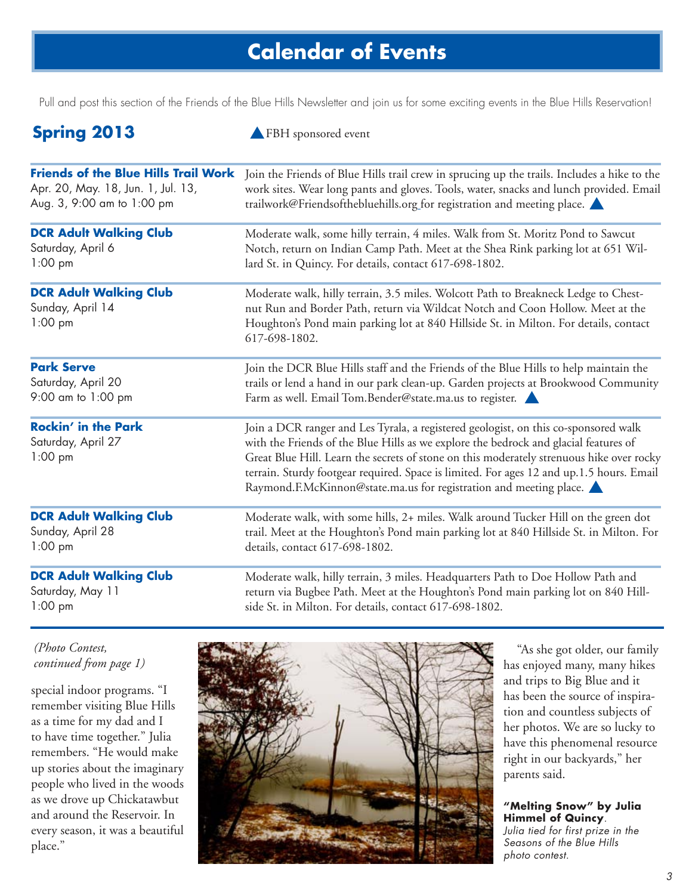# Calendar of Events

Pull and post this section of the Friends of the Blue Hills Newsletter and join us for some exciting events in the Blue Hills Reservation!

## Spring 2013

▲ FBH sponsored event

| Event | Description |
|---|---|
| **Friends of the Blue Hills Trail Work**<br>Apr. 20, May. 18, Jun. 1, Jul. 13, Aug. 3, 9:00 am to 1:00 pm | Join the Friends of Blue Hills trail crew in sprucing up the trails. Includes a hike to the work sites. Wear long pants and gloves. Tools, water, snacks and lunch provided. Email trailwork@Friendsofthebluehills.org for registration and meeting place. ▲ |
| **DCR Adult Walking Club**<br>Saturday, April 6<br>1:00 pm | Moderate walk, some hilly terrain, 4 miles. Walk from St. Moritz Pond to Sawcut Notch, return on Indian Camp Path. Meet at the Shea Rink parking lot at 651 Willard St. in Quincy. For details, contact 617-698-1802. |
| **DCR Adult Walking Club**<br>Sunday, April 14<br>1:00 pm | Moderate walk, hilly terrain, 3.5 miles. Wolcott Path to Breakneck Ledge to Chestnut Run and Border Path, return via Wildcat Notch and Coon Hollow. Meet at the Houghton's Pond main parking lot at 840 Hillside St. in Milton. For details, contact 617-698-1802. |
| **Park Serve**<br>Saturday, April 20<br>9:00 am to 1:00 pm | Join the DCR Blue Hills staff and the Friends of the Blue Hills to help maintain the trails or lend a hand in our park clean-up. Garden projects at Brookwood Community Farm as well. Email Tom.Bender@state.ma.us to register. ▲ |
| **Rockin' in the Park**<br>Saturday, April 27<br>1:00 pm | Join a DCR ranger and Les Tyrala, a registered geologist, on this co-sponsored walk with the Friends of the Blue Hills as we explore the bedrock and glacial features of Great Blue Hill. Learn the secrets of stone on this moderately strenuous hike over rocky terrain. Sturdy footgear required. Space is limited. For ages 12 and up.1.5 hours. Email Raymond.F.McKinnon@state.ma.us for registration and meeting place. ▲ |
| **DCR Adult Walking Club**<br>Sunday, April 28<br>1:00 pm | Moderate walk, with some hills, 2+ miles. Walk around Tucker Hill on the green dot trail. Meet at the Houghton's Pond main parking lot at 840 Hillside St. in Milton. For details, contact 617-698-1802. |
| **DCR Adult Walking Club**<br>Saturday, May 11<br>1:00 pm | Moderate walk, hilly terrain, 3 miles. Headquarters Path to Doe Hollow Path and return via Bugbee Path. Meet at the Houghton's Pond main parking lot on 840 Hillside St. in Milton. For details, contact 617-698-1802. |

*(Photo Contest, continued from page 1)*

special indoor programs. "I remember visiting Blue Hills as a time for my dad and I to have time together." Julia remembers. "He would make up stories about the imaginary people who lived in the woods as we drove up Chickatawbut and around the Reservoir. In every season, it was a beautiful place."

"As she got older, our family has enjoyed many, many hikes and trips to Big Blue and it has been the source of inspiration and countless subjects of her photos. We are so lucky to have this phenomenal resource right in our backyards," her parents said.

**"Melting Snow" by Julia Himmel of Quincy**. *Julia tied for first prize in the Seasons of the Blue Hills photo contest.*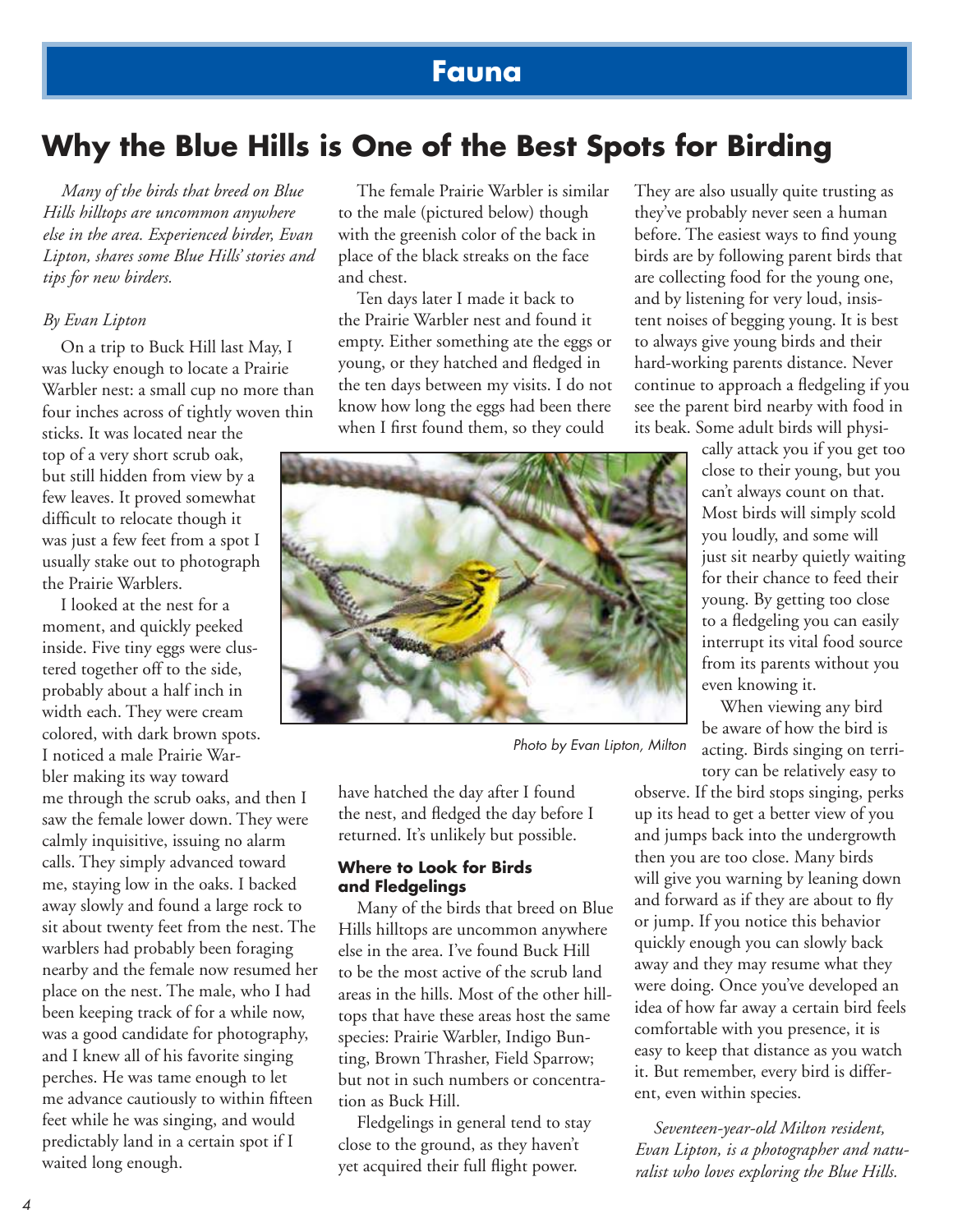## Fauna

# Why the Blue Hills is One of the Best Spots for Birding

*Many of the birds that breed on Blue Hills hilltops are uncommon anywhere else in the area. Experienced birder, Evan Lipton, shares some Blue Hills' stories and tips for new birders.*

*By Evan Lipton*

On a trip to Buck Hill last May, I was lucky enough to locate a Prairie Warbler nest: a small cup no more than four inches across of tightly woven thin sticks. It was located near the top of a very short scrub oak, but still hidden from view by a few leaves. It proved somewhat difficult to relocate though it was just a few feet from a spot I usually stake out to photograph the Prairie Warblers.

I looked at the nest for a moment, and quickly peeked inside. Five tiny eggs were clustered together off to the side, probably about a half inch in width each. They were cream colored, with dark brown spots. I noticed a male Prairie Warbler making its way toward me through the scrub oaks, and then I saw the female lower down. They were calmly inquisitive, issuing no alarm calls. They simply advanced toward me, staying low in the oaks. I backed away slowly and found a large rock to sit about twenty feet from the nest. The warblers had probably been foraging nearby and the female now resumed her place on the nest. The male, who I had been keeping track of for a while now, was a good candidate for photography, and I knew all of his favorite singing perches. He was tame enough to let me advance cautiously to within fifteen feet while he was singing, and would predictably land in a certain spot if I waited long enough.

The female Prairie Warbler is similar to the male (pictured below) though with the greenish color of the back in place of the black streaks on the face and chest.

Ten days later I made it back to the Prairie Warbler nest and found it empty. Either something ate the eggs or young, or they hatched and fledged in the ten days between my visits. I do not know how long the eggs had been there when I first found them, so they could have hatched the day after I found the nest, and fledged the day before I returned. It's unlikely but possible.

Photo by Evan Lipton, Milton

### Where to Look for Birds and Fledgelings

Many of the birds that breed on Blue Hills hilltops are uncommon anywhere else in the area. I've found Buck Hill to be the most active of the scrub land areas in the hills. Most of the other hilltops that have these areas host the same species: Prairie Warbler, Indigo Bunting, Brown Thrasher, Field Sparrow; but not in such numbers or concentration as Buck Hill.

Fledgelings in general tend to stay close to the ground, as they haven't yet acquired their full flight power. They are also usually quite trusting as they've probably never seen a human before. The easiest ways to find young birds are by following parent birds that are collecting food for the young one, and by listening for very loud, insistent noises of begging young. It is best to always give young birds and their hard-working parents distance. Never continue to approach a fledgeling if you see the parent bird nearby with food in its beak. Some adult birds will physically attack you if you get too close to their young, but you can't always count on that. Most birds will simply scold you loudly, and some will just sit nearby quietly waiting for their chance to feed their young. By getting too close to a fledgeling you can easily interrupt its vital food source from its parents without you even knowing it.

When viewing any bird be aware of how the bird is acting. Birds singing on territory can be relatively easy to observe. If the bird stops singing, perks up its head to get a better view of you and jumps back into the undergrowth then you are too close. Many birds will give you warning by leaning down and forward as if they are about to fly or jump. If you notice this behavior quickly enough you can slowly back away and they may resume what they were doing. Once you've developed an idea of how far away a certain bird feels comfortable with you presence, it is easy to keep that distance as you watch it. But remember, every bird is different, even within species.

*Seventeen-year-old Milton resident, Evan Lipton, is a photographer and naturalist who loves exploring the Blue Hills.*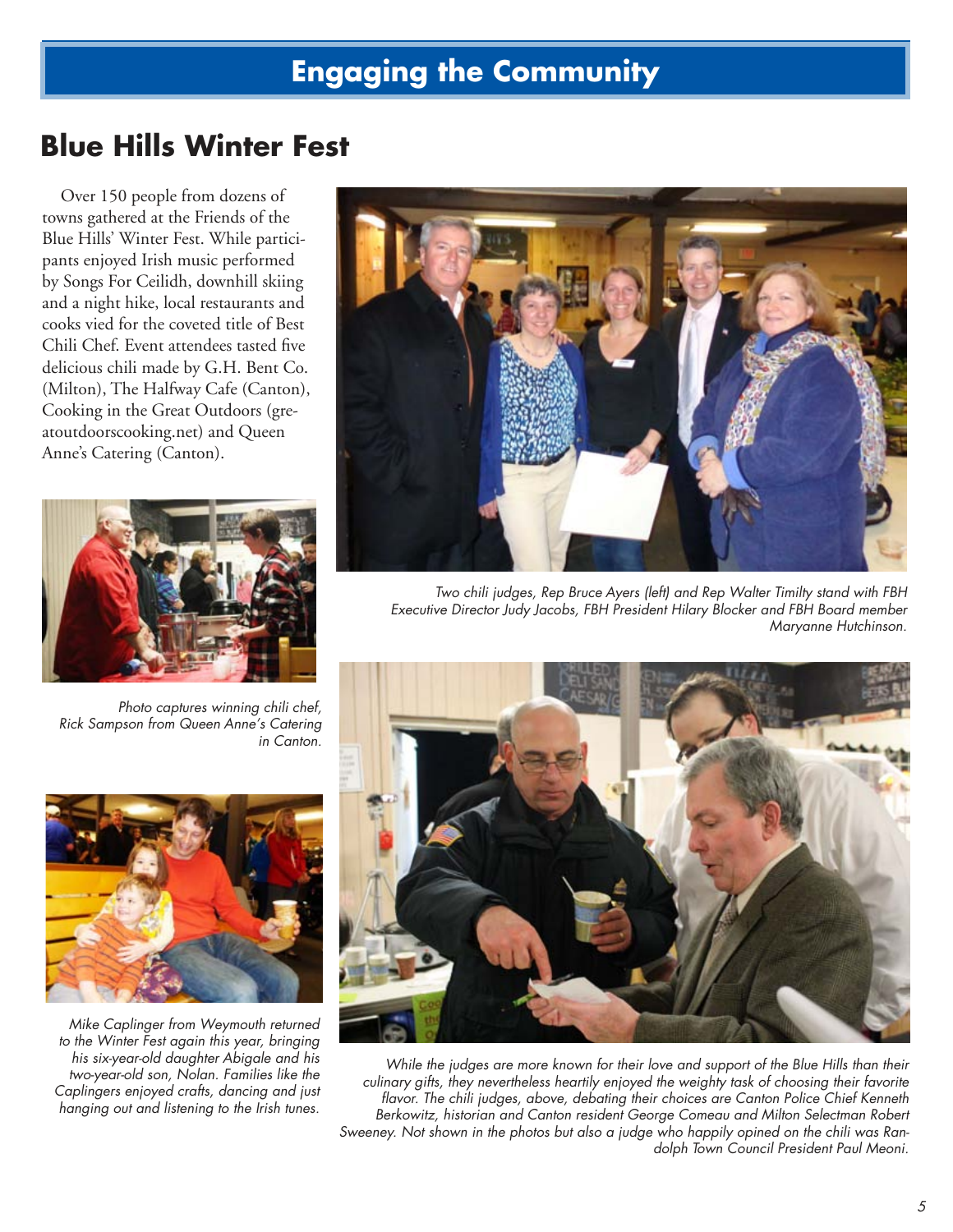# Engaging the Community

## Blue Hills Winter Fest

Over 150 people from dozens of towns gathered at the Friends of the Blue Hills' Winter Fest. While participants enjoyed Irish music performed by Songs For Ceilidh, downhill skiing and a night hike, local restaurants and cooks vied for the coveted title of Best Chili Chef. Event attendees tasted five delicious chili made by G.H. Bent Co. (Milton), The Halfway Cafe (Canton), Cooking in the Great Outdoors (greatoutdoorscooking.net) and Queen Anne's Catering (Canton).

*Two chili judges, Rep Bruce Ayers (left) and Rep Walter Timilty stand with FBH Executive Director Judy Jacobs, FBH President Hilary Blocker and FBH Board member Maryanne Hutchinson.*

*Photo captures winning chili chef, Rick Sampson from Queen Anne's Catering in Canton.*

*Mike Caplinger from Weymouth returned to the Winter Fest again this year, bringing his six-year-old daughter Abigale and his two-year-old son, Nolan. Families like the Caplingers enjoyed crafts, dancing and just hanging out and listening to the Irish tunes.*

*While the judges are more known for their love and support of the Blue Hills than their culinary gifts, they nevertheless heartily enjoyed the weighty task of choosing their favorite flavor. The chili judges, above, debating their choices are Canton Police Chief Kenneth Berkowitz, historian and Canton resident George Comeau and Milton Selectman Robert Sweeney. Not shown in the photos but also a judge who happily opined on the chili was Randolph Town Council President Paul Meoni.*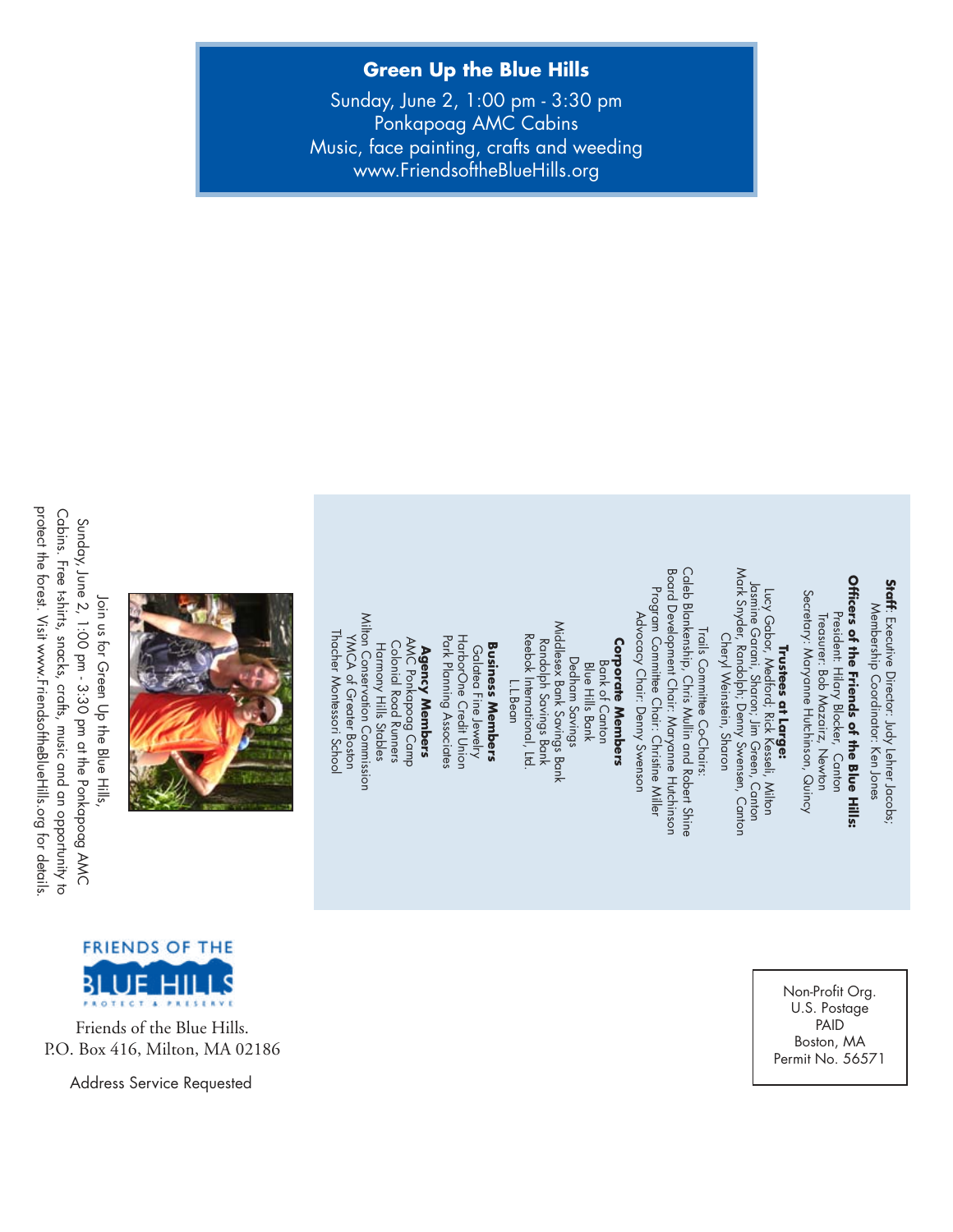## Green Up the Blue Hills

Sunday, June 2, 1:00 pm - 3:30 pm
Ponkapoag AMC Cabins
Music, face painting, crafts and weeding
www.FriendsoftheBlueHills.org

**Staff**: Executive Director: Judy Lehrer Jacobs; Membership Coordinator: Ken Jones

**Officers of the Friends of the Blue Hills:**
President: Hilary Blocker, Canton
Treasurer: Bob Mazairz, Newton
Secretary: Maryanne Hutchinson, Quincy

**Trustees at Large:**
Lucy Gabor, Medford; Rick Kesseli, Milton
Jasmine Garani, Sharon; Jim Green, Canton
Mark Snyder, Randolph; Denny Swensen, Canton
Cheryl Weinstein, Sharon

Trails Committee CoChairs:
Caleb Blankenship, Chris Mullin and Robert Shine
Board Development Chair: Maryanne Hutchinson
Program Committee Chair: Christine Miller
Advocacy Chair: Denny Swenson

**Corporate Members**
Bank of Canton
Blue Hills Bank
Dedham Savings
Middlesex Bank Savings Bank
Randolph Savings Bank
Reebok International, Ltd.
L.L.Bean

**Business Members**
Galatea Fine Jewelry
HarborOne Credit Union
Park Planning Associates

**Agency Members**
AMC Ponkapoag Camp
Colonial Road Runners
Harmony Hills Stables
Milton Conservation Commission
YMCA of Greater Boston
Thacher Montessori School

Join us for Green Up the Blue Hills, Sunday, June 2, 1:00 pm - 3:30 pm at the Ponkapoag AMC Cabins. Free t-shirts, snacks, crafts, music and an opportunity to protect the forest. Visit www.FriendsoftheBlueHills.org for details.

FRIENDS OF THE BLUE HILLS
PROTECT & PRESERVE

Friends of the Blue Hills.
P.O. Box 416, Milton, MA 02186

Address Service Requested

Non-Profit Org.
U.S. Postage
PAID
Boston, MA
Permit No. 56571